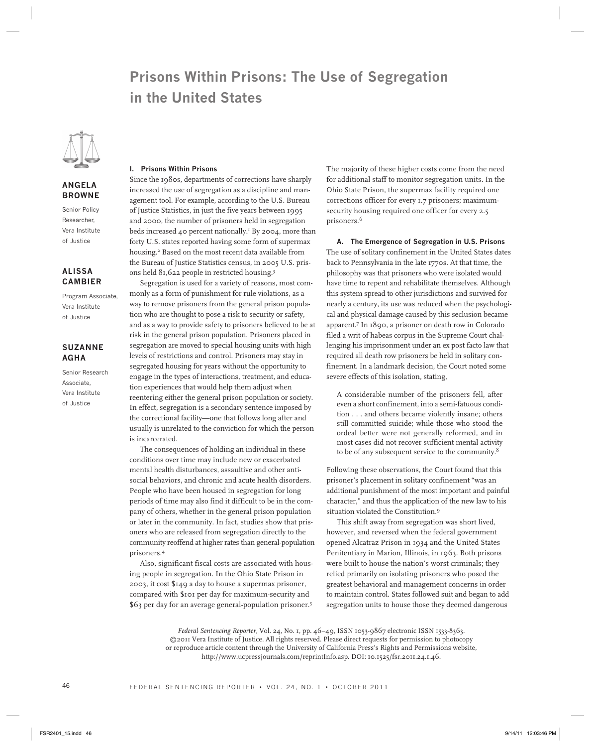# Prisons Within Prisons: The Use of Segregation in the United States

**ANGELA BROWNE**

Senior Policy Researcher, Vera Institute of Justice

**ALISSA CAMBIER**

Program Associate, Vera Institute of Justice

**SUZANNE AGHA**

Senior Research Associate, Vera Institute of Justice

## I. Prisons Within Prisons

Since the 1980s, departments of corrections have sharply increased the use of segregation as a discipline and management tool. For example, according to the U.S. Bureau of Justice Statistics, in just the five years between 1995 and 2000, the number of prisoners held in segregation beds increased 40 percent nationally.[1] By 2004, more than forty U.S. states reported having some form of supermax housing.[2] Based on the most recent data available from the Bureau of Justice Statistics census, in 2005 U.S. prisons held 81,622 people in restricted housing.[3]

Segregation is used for a variety of reasons, most commonly as a form of punishment for rule violations, as a way to remove prisoners from the general prison population who are thought to pose a risk to security or safety, and as a way to provide safety to prisoners believed to be at risk in the general prison population. Prisoners placed in segregation are moved to special housing units with high levels of restrictions and control. Prisoners may stay in segregated housing for years without the opportunity to engage in the types of interactions, treatment, and education experiences that would help them adjust when reentering either the general prison population or society. In effect, segregation is a secondary sentence imposed by the correctional facility—one that follows long after and usually is unrelated to the conviction for which the person is incarcerated.

The consequences of holding an individual in these conditions over time may include new or exacerbated mental health disturbances, assaultive and other antisocial behaviors, and chronic and acute health disorders. People who have been housed in segregation for long periods of time may also find it difficult to be in the company of others, whether in the general prison population or later in the community. In fact, studies show that prisoners who are released from segregation directly to the community reoffend at higher rates than general-population prisoners.[4]

Also, significant fiscal costs are associated with housing people in segregation. In the Ohio State Prison in 2003, it cost $149 a day to house a supermax prisoner, compared with $101 per day for maximum-security and $63 per day for an average general-population prisoner.[5] The majority of these higher costs come from the need for additional staff to monitor segregation units. In the Ohio State Prison, the supermax facility required one corrections officer for every 1.7 prisoners; maximum-security housing required one officer for every 2.5 prisoners.[6]

### A. The Emergence of Segregation in U.S. Prisons

The use of solitary confinement in the United States dates back to Pennsylvania in the late 1770s. At that time, the philosophy was that prisoners who were isolated would have time to repent and rehabilitate themselves. Although this system spread to other jurisdictions and survived for nearly a century, its use was reduced when the psychological and physical damage caused by this seclusion became apparent.[7] In 1890, a prisoner on death row in Colorado filed a writ of habeas corpus in the Supreme Court challenging his imprisonment under an ex post facto law that required all death row prisoners be held in solitary confinement. In a landmark decision, the Court noted some severe effects of this isolation, stating,

> A considerable number of the prisoners fell, after even a short confinement, into a semi-fatuous condition . . . and others became violently insane; others still committed suicide; while those who stood the ordeal better were not generally reformed, and in most cases did not recover sufficient mental activity to be of any subsequent service to the community.[8]

Following these observations, the Court found that this prisoner's placement in solitary confinement "was an additional punishment of the most important and painful character," and thus the application of the new law to his situation violated the Constitution.[9]

This shift away from segregation was short lived, however, and reversed when the federal government opened Alcatraz Prison in 1934 and the United States Penitentiary in Marion, Illinois, in 1963. Both prisons were built to house the nation's worst criminals; they relied primarily on isolating prisoners who posed the greatest behavioral and management concerns in order to maintain control. States followed suit and began to add segregation units to house those they deemed dangerous

*Federal Sentencing Reporter*, Vol. 24, No. 1, pp. 46–49, ISSN 1053-9867 electronic ISSN 1533-8363. ©2011 Vera Institute of Justice. All rights reserved. Please direct requests for permission to photocopy or reproduce article content through the University of California Press's Rights and Permissions website, http://www.ucpressjournals.com/reprintInfo.asp. DOI: 10.1525/fsr.2011.24.1.46.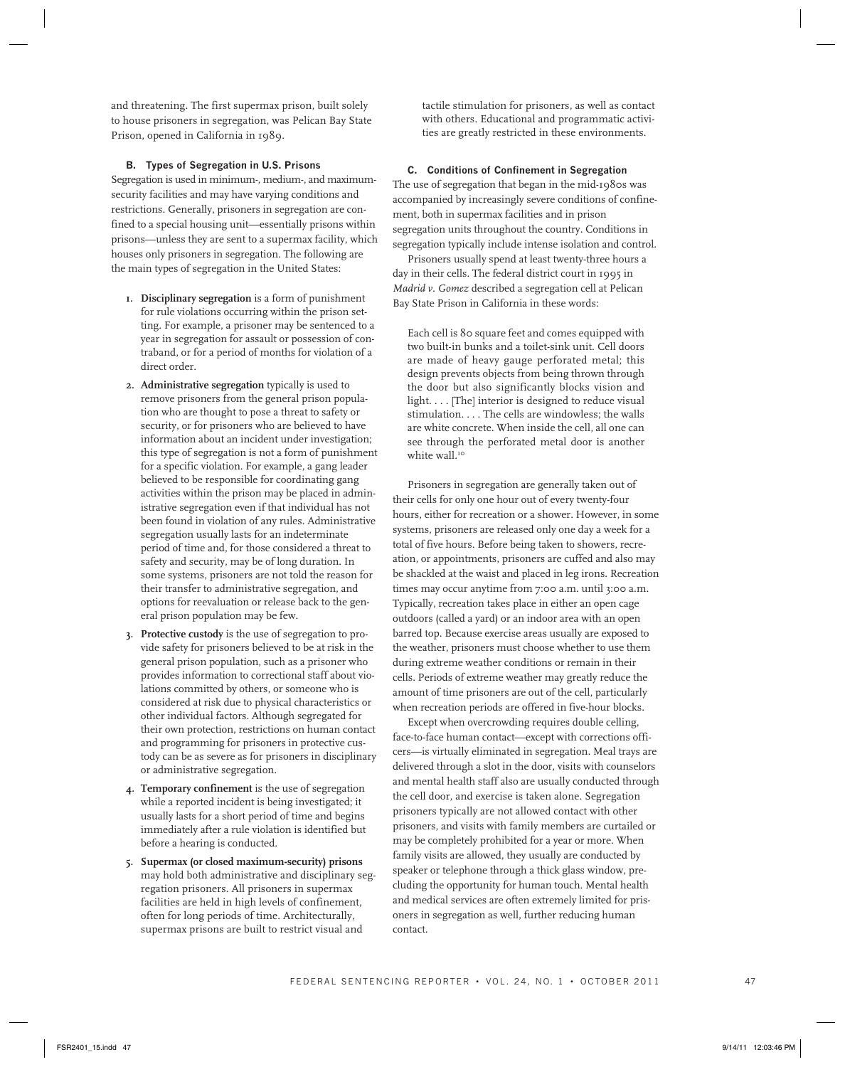and threatening. The first supermax prison, built solely to house prisoners in segregation, was Pelican Bay State Prison, opened in California in 1989.

### B. Types of Segregation in U.S. Prisons

Segregation is used in minimum-, medium-, and maximum-security facilities and may have varying conditions and restrictions. Generally, prisoners in segregation are confined to a special housing unit—essentially prisons within prisons—unless they are sent to a supermax facility, which houses only prisoners in segregation. The following are the main types of segregation in the United States:

1. **Disciplinary segregation** is a form of punishment for rule violations occurring within the prison setting. For example, a prisoner may be sentenced to a year in segregation for assault or possession of contraband, or for a period of months for violation of a direct order.
2. **Administrative segregation** typically is used to remove prisoners from the general prison population who are thought to pose a threat to safety or security, or for prisoners who are believed to have information about an incident under investigation; this type of segregation is not a form of punishment for a specific violation. For example, a gang leader believed to be responsible for coordinating gang activities within the prison may be placed in administrative segregation even if that individual has not been found in violation of any rules. Administrative segregation usually lasts for an indeterminate period of time and, for those considered a threat to safety and security, may be of long duration. In some systems, prisoners are not told the reason for their transfer to administrative segregation, and options for reevaluation or release back to the general prison population may be few.
3. **Protective custody** is the use of segregation to provide safety for prisoners believed to be at risk in the general prison population, such as a prisoner who provides information to correctional staff about violations committed by others, or someone who is considered at risk due to physical characteristics or other individual factors. Although segregated for their own protection, restrictions on human contact and programming for prisoners in protective custody can be as severe as for prisoners in disciplinary or administrative segregation.
4. **Temporary confinement** is the use of segregation while a reported incident is being investigated; it usually lasts for a short period of time and begins immediately after a rule violation is identified but before a hearing is conducted.
5. **Supermax (or closed maximum-security) prisons** may hold both administrative and disciplinary segregation prisoners. All prisoners in supermax facilities are held in high levels of confinement, often for long periods of time. Architecturally, supermax prisons are built to restrict visual and tactile stimulation for prisoners, as well as contact with others. Educational and programmatic activities are greatly restricted in these environments.

### C. Conditions of Confinement in Segregation

The use of segregation that began in the mid-1980s was accompanied by increasingly severe conditions of confinement, both in supermax facilities and in prison segregation units throughout the country. Conditions in segregation typically include intense isolation and control.

Prisoners usually spend at least twenty-three hours a day in their cells. The federal district court in 1995 in *Madrid v. Gomez* described a segregation cell at Pelican Bay State Prison in California in these words:

> Each cell is 80 square feet and comes equipped with two built-in bunks and a toilet-sink unit. Cell doors are made of heavy gauge perforated metal; this design prevents objects from being thrown through the door but also significantly blocks vision and light. . . . [The] interior is designed to reduce visual stimulation. . . . The cells are windowless; the walls are white concrete. When inside the cell, all one can see through the perforated metal door is another white wall.[10]

Prisoners in segregation are generally taken out of their cells for only one hour out of every twenty-four hours, either for recreation or a shower. However, in some systems, prisoners are released only one day a week for a total of five hours. Before being taken to showers, recreation, or appointments, prisoners are cuffed and also may be shackled at the waist and placed in leg irons. Recreation times may occur anytime from 7:00 a.m. until 3:00 a.m. Typically, recreation takes place in either an open cage outdoors (called a yard) or an indoor area with an open barred top. Because exercise areas usually are exposed to the weather, prisoners must choose whether to use them during extreme weather conditions or remain in their cells. Periods of extreme weather may greatly reduce the amount of time prisoners are out of the cell, particularly when recreation periods are offered in five-hour blocks.

Except when overcrowding requires double celling, face-to-face human contact—except with corrections officers—is virtually eliminated in segregation. Meal trays are delivered through a slot in the door, visits with counselors and mental health staff also are usually conducted through the cell door, and exercise is taken alone. Segregation prisoners typically are not allowed contact with other prisoners, and visits with family members are curtailed or may be completely prohibited for a year or more. When family visits are allowed, they usually are conducted by speaker or telephone through a thick glass window, precluding the opportunity for human touch. Mental health and medical services are often extremely limited for prisoners in segregation as well, further reducing human contact.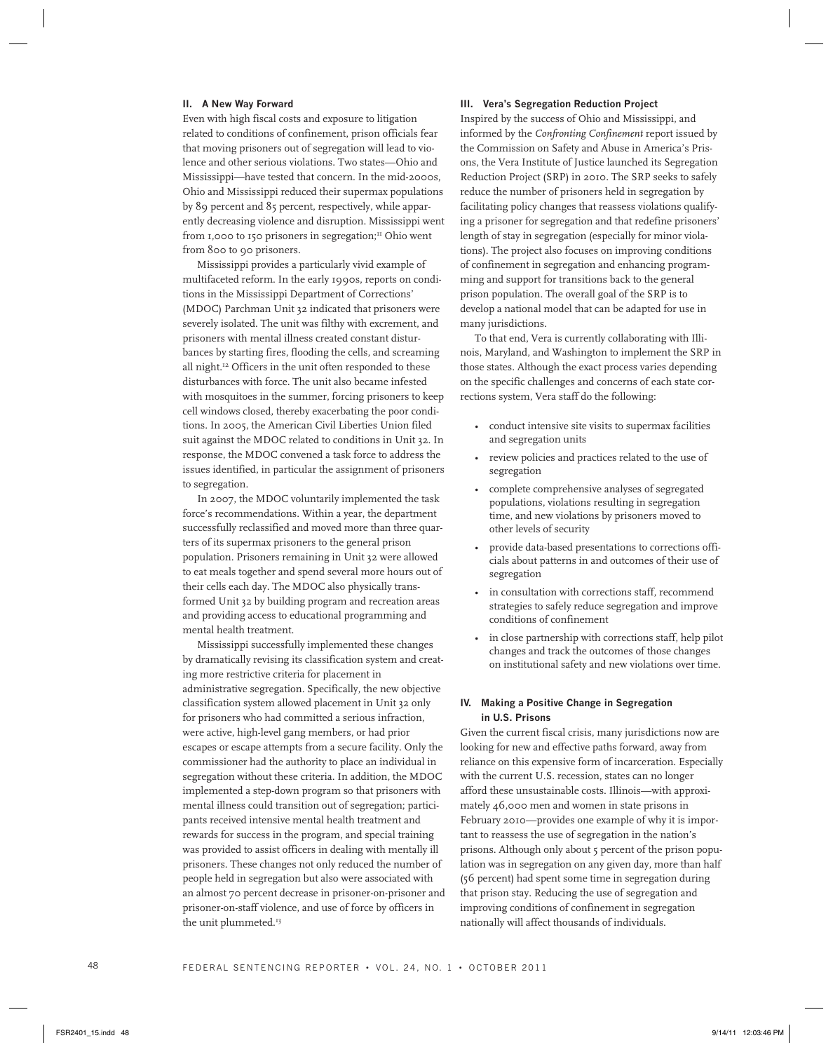## II. A New Way Forward

Even with high fiscal costs and exposure to litigation related to conditions of confinement, prison officials fear that moving prisoners out of segregation will lead to violence and other serious violations. Two states—Ohio and Mississippi—have tested that concern. In the mid-2000s, Ohio and Mississippi reduced their supermax populations by 89 percent and 85 percent, respectively, while apparently decreasing violence and disruption. Mississippi went from 1,000 to 150 prisoners in segregation;[11] Ohio went from 800 to 90 prisoners.

Mississippi provides a particularly vivid example of multifaceted reform. In the early 1990s, reports on conditions in the Mississippi Department of Corrections' (MDOC) Parchman Unit 32 indicated that prisoners were severely isolated. The unit was filthy with excrement, and prisoners with mental illness created constant disturbances by starting fires, flooding the cells, and screaming all night.[12] Officers in the unit often responded to these disturbances with force. The unit also became infested with mosquitoes in the summer, forcing prisoners to keep cell windows closed, thereby exacerbating the poor conditions. In 2005, the American Civil Liberties Union filed suit against the MDOC related to conditions in Unit 32. In response, the MDOC convened a task force to address the issues identified, in particular the assignment of prisoners to segregation.

In 2007, the MDOC voluntarily implemented the task force's recommendations. Within a year, the department successfully reclassified and moved more than three quarters of its supermax prisoners to the general prison population. Prisoners remaining in Unit 32 were allowed to eat meals together and spend several more hours out of their cells each day. The MDOC also physically transformed Unit 32 by building program and recreation areas and providing access to educational programming and mental health treatment.

Mississippi successfully implemented these changes by dramatically revising its classification system and creating more restrictive criteria for placement in administrative segregation. Specifically, the new objective classification system allowed placement in Unit 32 only for prisoners who had committed a serious infraction, were active, high-level gang members, or had prior escapes or escape attempts from a secure facility. Only the commissioner had the authority to place an individual in segregation without these criteria. In addition, the MDOC implemented a step-down program so that prisoners with mental illness could transition out of segregation; participants received intensive mental health treatment and rewards for success in the program, and special training was provided to assist officers in dealing with mentally ill prisoners. These changes not only reduced the number of people held in segregation but also were associated with an almost 70 percent decrease in prisoner-on-prisoner and prisoner-on-staff violence, and use of force by officers in the unit plummeted.[13]

## III. Vera's Segregation Reduction Project

Inspired by the success of Ohio and Mississippi, and informed by the *Confronting Confinement* report issued by the Commission on Safety and Abuse in America's Prisons, the Vera Institute of Justice launched its Segregation Reduction Project (SRP) in 2010. The SRP seeks to safely reduce the number of prisoners held in segregation by facilitating policy changes that reassess violations qualifying a prisoner for segregation and that redefine prisoners' length of stay in segregation (especially for minor violations). The project also focuses on improving conditions of confinement in segregation and enhancing programming and support for transitions back to the general prison population. The overall goal of the SRP is to develop a national model that can be adapted for use in many jurisdictions.

To that end, Vera is currently collaborating with Illinois, Maryland, and Washington to implement the SRP in those states. Although the exact process varies depending on the specific challenges and concerns of each state corrections system, Vera staff do the following:

- conduct intensive site visits to supermax facilities and segregation units
- review policies and practices related to the use of segregation
- complete comprehensive analyses of segregated populations, violations resulting in segregation time, and new violations by prisoners moved to other levels of security
- provide data-based presentations to corrections officials about patterns in and outcomes of their use of segregation
- in consultation with corrections staff, recommend strategies to safely reduce segregation and improve conditions of confinement
- in close partnership with corrections staff, help pilot changes and track the outcomes of those changes on institutional safety and new violations over time.

## IV. Making a Positive Change in Segregation in U.S. Prisons

Given the current fiscal crisis, many jurisdictions now are looking for new and effective paths forward, away from reliance on this expensive form of incarceration. Especially with the current U.S. recession, states can no longer afford these unsustainable costs. Illinois—with approximately 46,000 men and women in state prisons in February 2010—provides one example of why it is important to reassess the use of segregation in the nation's prisons. Although only about 5 percent of the prison population was in segregation on any given day, more than half (56 percent) had spent some time in segregation during that prison stay. Reducing the use of segregation and improving conditions of confinement in segregation nationally will affect thousands of individuals.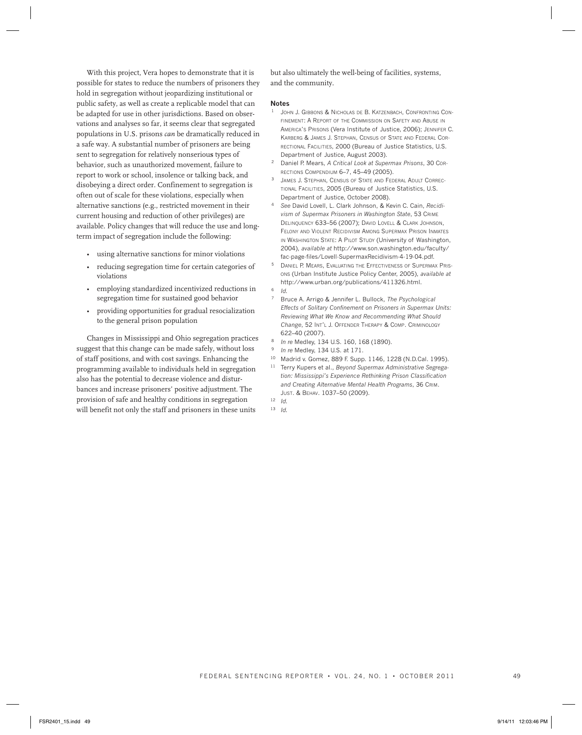With this project, Vera hopes to demonstrate that it is possible for states to reduce the numbers of prisoners they hold in segregation without jeopardizing institutional or public safety, as well as create a replicable model that can be adapted for use in other jurisdictions. Based on observations and analyses so far, it seems clear that segregated populations in U.S. prisons *can* be dramatically reduced in a safe way. A substantial number of prisoners are being sent to segregation for relatively nonserious types of behavior, such as unauthorized movement, failure to report to work or school, insolence or talking back, and disobeying a direct order. Confinement to segregation is often out of scale for these violations, especially when alternative sanctions (e.g., restricted movement in their current housing and reduction of other privileges) are available. Policy changes that will reduce the use and long-term impact of segregation include the following:

- using alternative sanctions for minor violations
- reducing segregation time for certain categories of violations
- employing standardized incentivized reductions in segregation time for sustained good behavior
- providing opportunities for gradual resocialization to the general prison population

Changes in Mississippi and Ohio segregation practices suggest that this change can be made safely, without loss of staff positions, and with cost savings. Enhancing the programming available to individuals held in segregation also has the potential to decrease violence and disturbances and increase prisoners' positive adjustment. The provision of safe and healthy conditions in segregation will benefit not only the staff and prisoners in these units but also ultimately the well-being of facilities, systems, and the community.

## Notes

1. John J. Gibbons & Nicholas de B. Katzenbach, Confronting Confinement: A Report of the Commission on Safety and Abuse in America's Prisons (Vera Institute of Justice, 2006); Jennifer C. Karberg & James J. Stephan, Census of State and Federal Correctional Facilities, 2000 (Bureau of Justice Statistics, U.S. Department of Justice, August 2003).
2. Daniel P. Mears, *A Critical Look at Supermax Prisons*, 30 Corrections Compendium 6–7, 45–49 (2005).
3. James J. Stephan, Census of State and Federal Adult Correctional Facilities, 2005 (Bureau of Justice Statistics, U.S. Department of Justice, October 2008).
4. *See* David Lovell, L. Clark Johnson, & Kevin C. Cain, *Recidivism of Supermax Prisoners in Washington State*, 53 Crime Delinquency 633–56 (2007); David Lovell & Clark Johnson, Felony and Violent Recidivism Among Supermax Prison Inmates in Washington State: A Pilot Study (University of Washington, 2004), *available at* http://www.son.washington.edu/faculty/fac-page-files/Lovell-SupermaxRecidivism-4-19-04.pdf.
5. Daniel P. Mears, Evaluating the Effectiveness of Supermax Prisons (Urban Institute Justice Policy Center, 2005), *available at* http://www.urban.org/publications/411326.html.
6. *Id.*
7. Bruce A. Arrigo & Jennifer L. Bullock, *The Psychological Effects of Solitary Confinement on Prisoners in Supermax Units: Reviewing What We Know and Recommending What Should Change*, 52 Int'l J. Offender Therapy & Comp. Criminology 622–40 (2007).
8. *In re* Medley, 134 U.S. 160, 168 (1890).
9. *In re* Medley, 134 U.S. at 171.
10. Madrid v. Gomez, 889 F. Supp. 1146, 1228 (N.D.Cal. 1995).
11. Terry Kupers et al., *Beyond Supermax Administrative Segregation: Mississippi's Experience Rethinking Prison Classification and Creating Alternative Mental Health Programs*, 36 Crim. Just. & Behav. 1037–50 (2009).
12. *Id.*
13. *Id.*